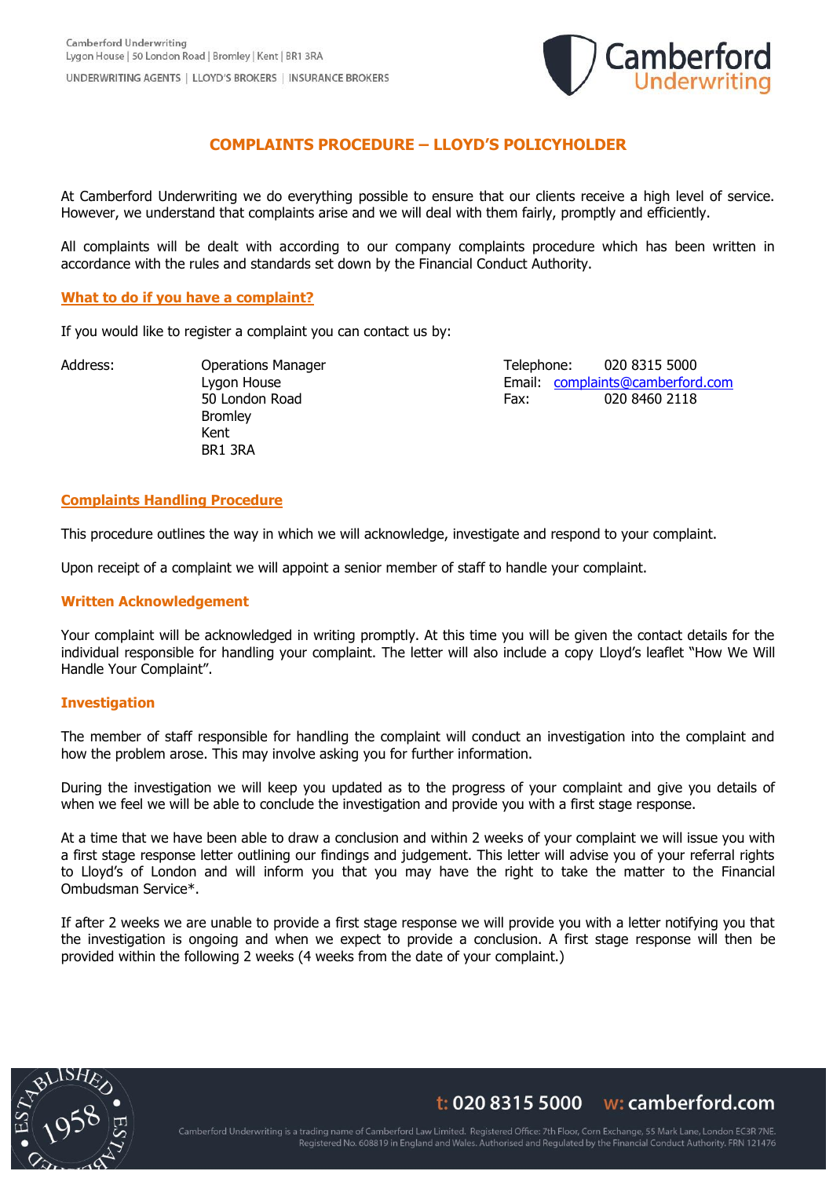# COMPLAINTS PROCEDURE – LLOYD'S POLICYHOLDER

At Camberford Underwriting we do everything possible to ensure that our clients receive a high level of service. However, we understand that complaints arise and we will deal with them fairly, promptly and efficiently.

All complaints will be dealt with according to our company complaints procedure which has been written in accordance with the rules and standards set down by the Financial Conduct Authority.

## What to do if you have a complaint?

If you would like to register a complaint you can contact us by:

Address:
Operations Manager
Lygon House
50 London Road
Bromley
Kent
BR1 3RA

Telephone: 020 8315 5000
Email: complaints@camberford.com
Fax: 020 8460 2118

## Complaints Handling Procedure

This procedure outlines the way in which we will acknowledge, investigate and respond to your complaint.

Upon receipt of a complaint we will appoint a senior member of staff to handle your complaint.

### Written Acknowledgement

Your complaint will be acknowledged in writing promptly. At this time you will be given the contact details for the individual responsible for handling your complaint. The letter will also include a copy Lloyd's leaflet "How We Will Handle Your Complaint".

### Investigation

The member of staff responsible for handling the complaint will conduct an investigation into the complaint and how the problem arose. This may involve asking you for further information.

During the investigation we will keep you updated as to the progress of your complaint and give you details of when we feel we will be able to conclude the investigation and provide you with a first stage response.

At a time that we have been able to draw a conclusion and within 2 weeks of your complaint we will issue you with a first stage response letter outlining our findings and judgement. This letter will advise you of your referral rights to Lloyd's of London and will inform you that you may have the right to take the matter to the Financial Ombudsman Service*.

If after 2 weeks we are unable to provide a first stage response we will provide you with a letter notifying you that the investigation is ongoing and when we expect to provide a conclusion. A first stage response will then be provided within the following 2 weeks (4 weeks from the date of your complaint.)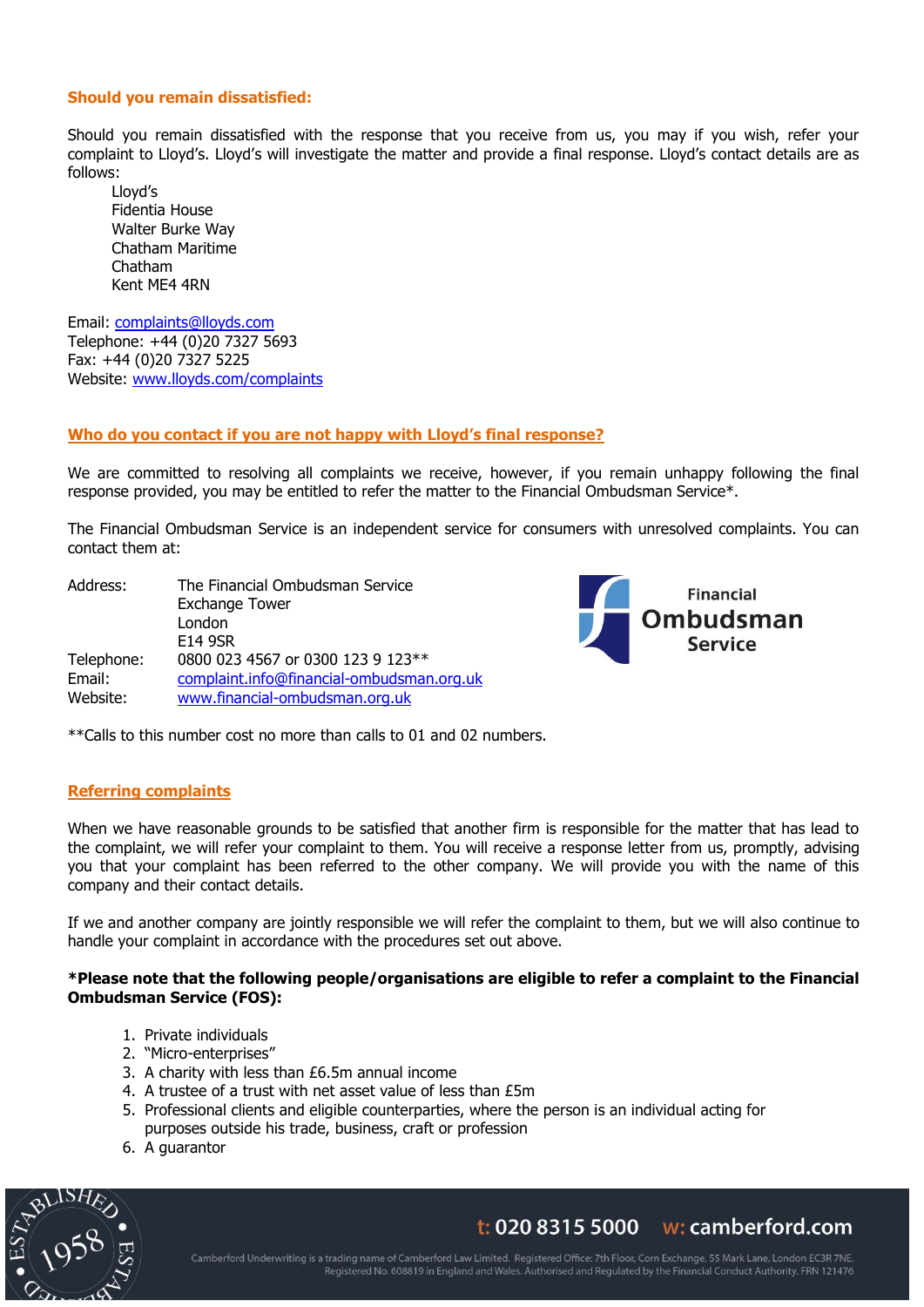## Should you remain dissatisfied:

Should you remain dissatisfied with the response that you receive from us, you may if you wish, refer your complaint to Lloyd's. Lloyd's will investigate the matter and provide a final response. Lloyd's contact details are as follows:

Lloyd's
Fidentia House
Walter Burke Way
Chatham Maritime
Chatham
Kent ME4 4RN

Email: complaints@lloyds.com
Telephone: +44 (0)20 7327 5693
Fax: +44 (0)20 7327 5225
Website: www.lloyds.com/complaints

## Who do you contact if you are not happy with Lloyd's final response?

We are committed to resolving all complaints we receive, however, if you remain unhappy following the final response provided, you may be entitled to refer the matter to the Financial Ombudsman Service*.

The Financial Ombudsman Service is an independent service for consumers with unresolved complaints. You can contact them at:

| | |
|---|---|
| Address: | The Financial Ombudsman Service<br>Exchange Tower<br>London<br>E14 9SR |
| Telephone: | 0800 023 4567 or 0300 123 9 123** |
| Email: | complaint.info@financial-ombudsman.org.uk |
| Website: | www.financial-ombudsman.org.uk |

Financial Ombudsman Service

**Calls to this number cost no more than calls to 01 and 02 numbers.

## Referring complaints

When we have reasonable grounds to be satisfied that another firm is responsible for the matter that has lead to the complaint, we will refer your complaint to them. You will receive a response letter from us, promptly, advising you that your complaint has been referred to the other company. We will provide you with the name of this company and their contact details.

If we and another company are jointly responsible we will refer the complaint to them, but we will also continue to handle your complaint in accordance with the procedures set out above.

**\*Please note that the following people/organisations are eligible to refer a complaint to the Financial Ombudsman Service (FOS):**

1. Private individuals
2. "Micro-enterprises"
3. A charity with less than £6.5m annual income
4. A trustee of a trust with net asset value of less than £5m
5. Professional clients and eligible counterparties, where the person is an individual acting for purposes outside his trade, business, craft or profession
6. A guarantor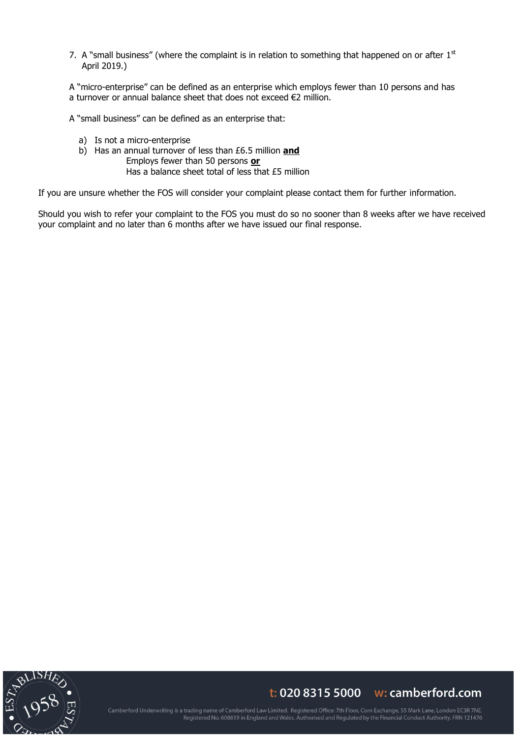7. A "small business" (where the complaint is in relation to something that happened on or after 1st April 2019.)

A "micro-enterprise" can be defined as an enterprise which employs fewer than 10 persons and has a turnover or annual balance sheet that does not exceed €2 million.

A "small business" can be defined as an enterprise that:

a) Is not a micro-enterprise
b) Has an annual turnover of less than £6.5 million **and**
   Employs fewer than 50 persons **or**
   Has a balance sheet total of less that £5 million

If you are unsure whether the FOS will consider your complaint please contact them for further information.

Should you wish to refer your complaint to the FOS you must do so no sooner than 8 weeks after we have received your complaint and no later than 6 months after we have issued our final response.